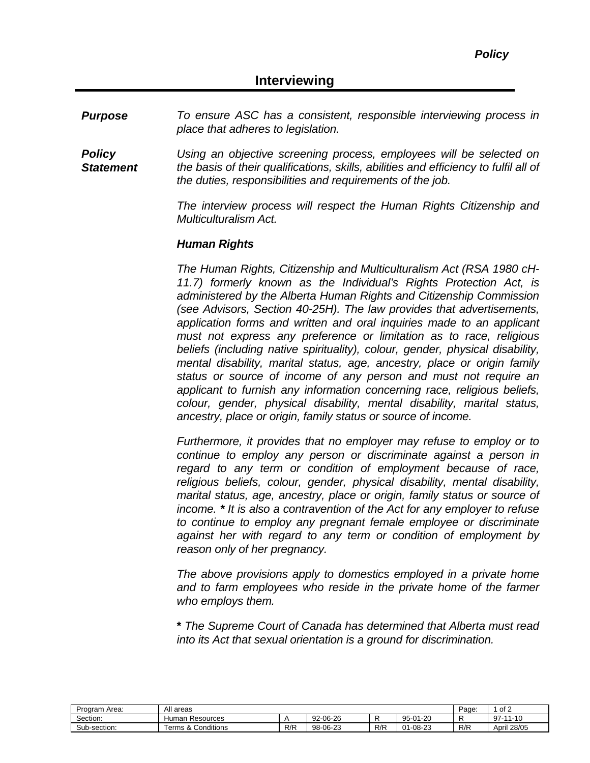*Policy*

# Interviewing

***Purpose*** *To ensure ASC has a consistent, responsible interviewing process in place that adheres to legislation.*

***Policy Statement*** *Using an objective screening process, employees will be selected on the basis of their qualifications, skills, abilities and efficiency to fulfil all of the duties, responsibilities and requirements of the job.*

*The interview process will respect the Human Rights Citizenship and Multiculturalism Act.*

***Human Rights***

*The Human Rights, Citizenship and Multiculturalism Act (RSA 1980 cH-11.7) formerly known as the Individual's Rights Protection Act, is administered by the Alberta Human Rights and Citizenship Commission (see Advisors, Section 40-25H). The law provides that advertisements, application forms and written and oral inquiries made to an applicant must not express any preference or limitation as to race, religious beliefs (including native spirituality), colour, gender, physical disability, mental disability, marital status, age, ancestry, place or origin family status or source of income of any person and must not require an applicant to furnish any information concerning race, religious beliefs, colour, gender, physical disability, mental disability, marital status, ancestry, place or origin, family status or source of income.*

*Furthermore, it provides that no employer may refuse to employ or to continue to employ any person or discriminate against a person in regard to any term or condition of employment because of race, religious beliefs, colour, gender, physical disability, mental disability, marital status, age, ancestry, place or origin, family status or source of income.* **\*** *It is also a contravention of the Act for any employer to refuse to continue to employ any pregnant female employee or discriminate against her with regard to any term or condition of employment by reason only of her pregnancy.*

*The above provisions apply to domestics employed in a private home and to farm employees who reside in the private home of the farmer who employs them.*

**\*** *The Supreme Court of Canada has determined that Alberta must read into its Act that sexual orientation is a ground for discrimination.*

| Program Area: | All areas | | | | | Page: | 1 of 2 |
|---|---|---|---|---|---|---|---|
| Section: | Human Resources | A | 92-06-26 | R | 95-01-20 | R | 97-11-10 |
| Sub-section: | Terms & Conditions | R/R | 98-06-23 | R/R | 01-08-23 | R/R | April 28/05 |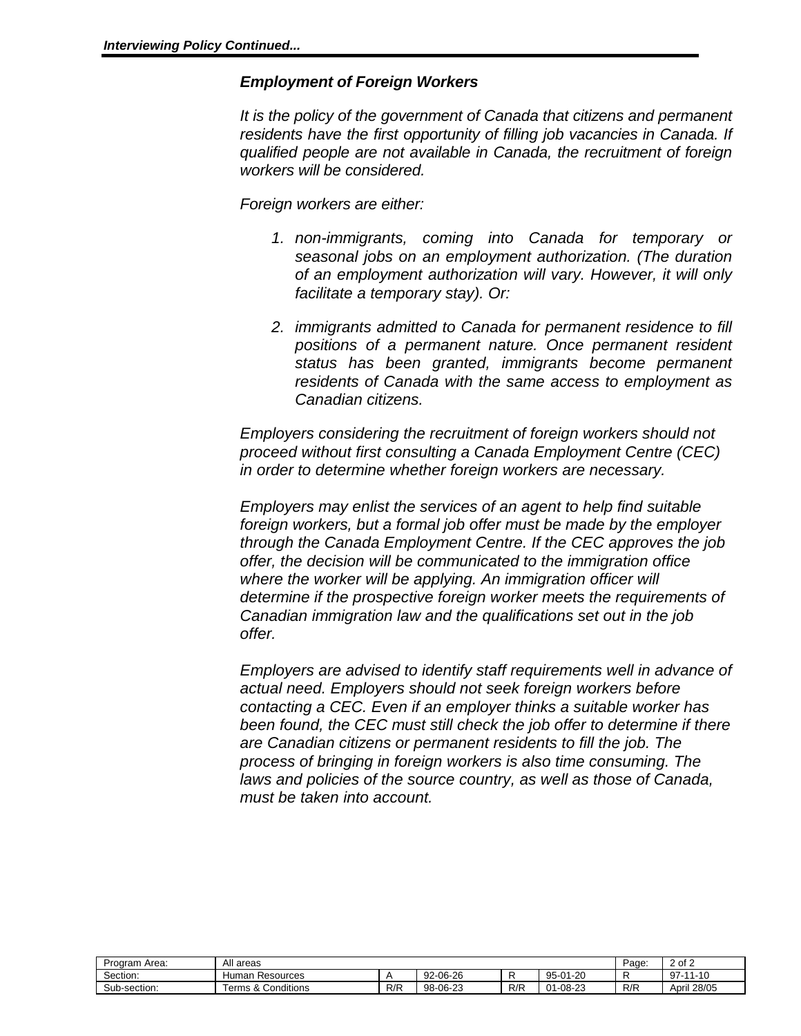## *Employment of Foreign Workers*

*It is the policy of the government of Canada that citizens and permanent residents have the first opportunity of filling job vacancies in Canada. If qualified people are not available in Canada, the recruitment of foreign workers will be considered.*

*Foreign workers are either:*

1. *non-immigrants, coming into Canada for temporary or seasonal jobs on an employment authorization. (The duration of an employment authorization will vary. However, it will only facilitate a temporary stay). Or:*

2. *immigrants admitted to Canada for permanent residence to fill positions of a permanent nature. Once permanent resident status has been granted, immigrants become permanent residents of Canada with the same access to employment as Canadian citizens.*

*Employers considering the recruitment of foreign workers should not proceed without first consulting a Canada Employment Centre (CEC) in order to determine whether foreign workers are necessary.*

*Employers may enlist the services of an agent to help find suitable foreign workers, but a formal job offer must be made by the employer through the Canada Employment Centre. If the CEC approves the job offer, the decision will be communicated to the immigration office where the worker will be applying. An immigration officer will determine if the prospective foreign worker meets the requirements of Canadian immigration law and the qualifications set out in the job offer.*

*Employers are advised to identify staff requirements well in advance of actual need. Employers should not seek foreign workers before contacting a CEC. Even if an employer thinks a suitable worker has been found, the CEC must still check the job offer to determine if there are Canadian citizens or permanent residents to fill the job. The process of bringing in foreign workers is also time consuming. The laws and policies of the source country, as well as those of Canada, must be taken into account.*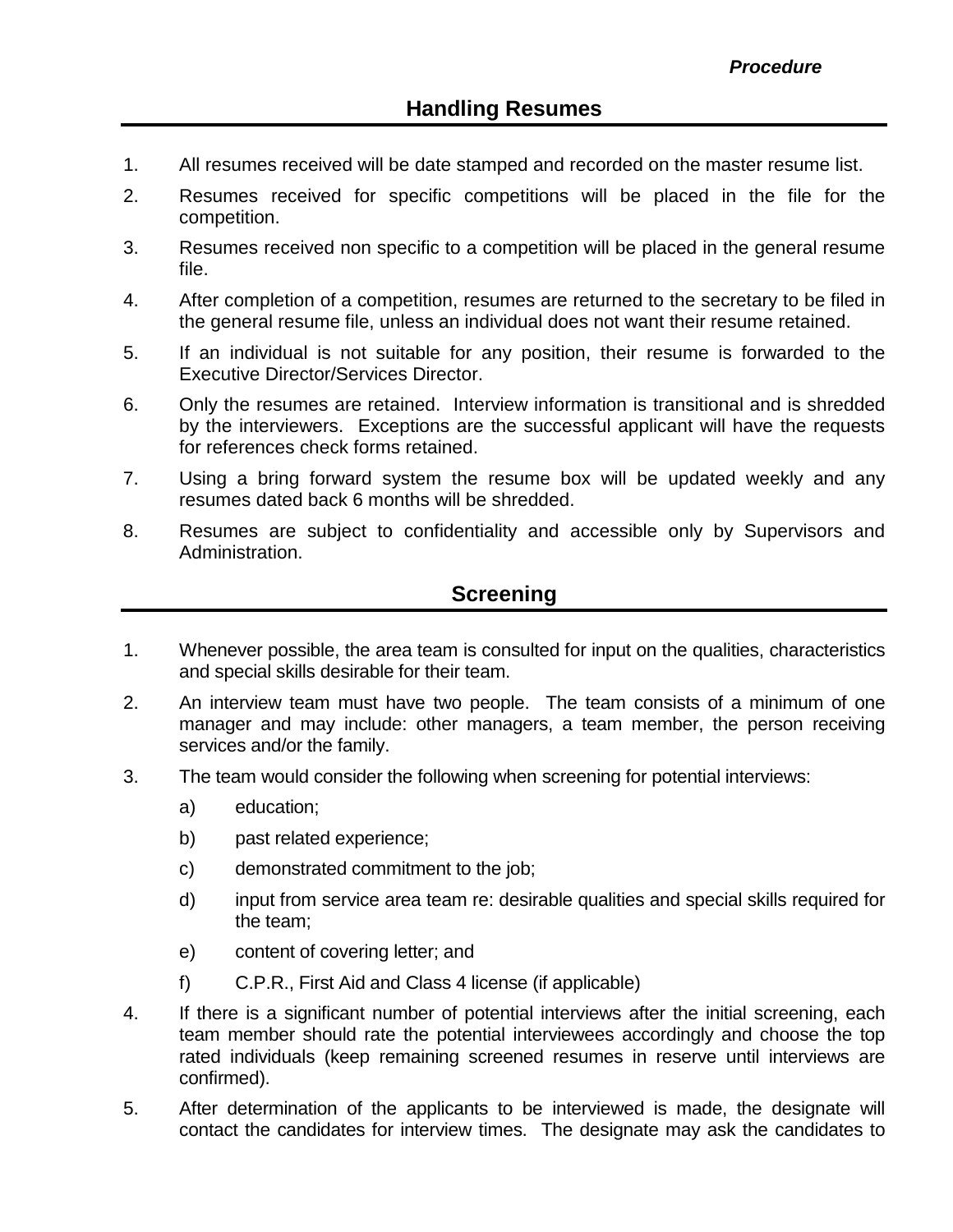## Handling Resumes

1. All resumes received will be date stamped and recorded on the master resume list.
2. Resumes received for specific competitions will be placed in the file for the competition.
3. Resumes received non specific to a competition will be placed in the general resume file.
4. After completion of a competition, resumes are returned to the secretary to be filed in the general resume file, unless an individual does not want their resume retained.
5. If an individual is not suitable for any position, their resume is forwarded to the Executive Director/Services Director.
6. Only the resumes are retained. Interview information is transitional and is shredded by the interviewers. Exceptions are the successful applicant will have the requests for references check forms retained.
7. Using a bring forward system the resume box will be updated weekly and any resumes dated back 6 months will be shredded.
8. Resumes are subject to confidentiality and accessible only by Supervisors and Administration.

## Screening

1. Whenever possible, the area team is consulted for input on the qualities, characteristics and special skills desirable for their team.
2. An interview team must have two people. The team consists of a minimum of one manager and may include: other managers, a team member, the person receiving services and/or the family.
3. The team would consider the following when screening for potential interviews:
   a) education;
   b) past related experience;
   c) demonstrated commitment to the job;
   d) input from service area team re: desirable qualities and special skills required for the team;
   e) content of covering letter; and
   f) C.P.R., First Aid and Class 4 license (if applicable)
4. If there is a significant number of potential interviews after the initial screening, each team member should rate the potential interviewees accordingly and choose the top rated individuals (keep remaining screened resumes in reserve until interviews are confirmed).
5. After determination of the applicants to be interviewed is made, the designate will contact the candidates for interview times. The designate may ask the candidates to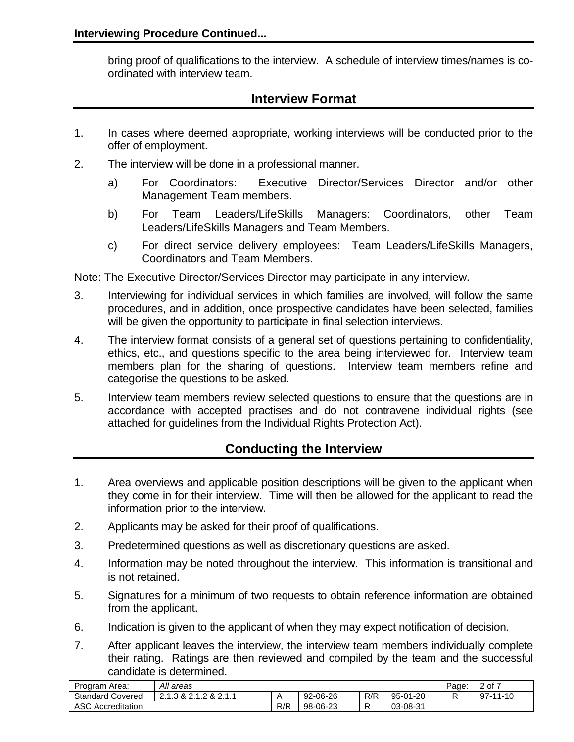bring proof of qualifications to the interview. A schedule of interview times/names is co-ordinated with interview team.

## Interview Format

1. In cases where deemed appropriate, working interviews will be conducted prior to the offer of employment.
2. The interview will be done in a professional manner.
   - a) For Coordinators: Executive Director/Services Director and/or other Management Team members.
   - b) For Team Leaders/LifeSkills Managers: Coordinators, other Team Leaders/LifeSkills Managers and Team Members.
   - c) For direct service delivery employees: Team Leaders/LifeSkills Managers, Coordinators and Team Members.

Note: The Executive Director/Services Director may participate in any interview.

3. Interviewing for individual services in which families are involved, will follow the same procedures, and in addition, once prospective candidates have been selected, families will be given the opportunity to participate in final selection interviews.
4. The interview format consists of a general set of questions pertaining to confidentiality, ethics, etc., and questions specific to the area being interviewed for. Interview team members plan for the sharing of questions. Interview team members refine and categorise the questions to be asked.
5. Interview team members review selected questions to ensure that the questions are in accordance with accepted practises and do not contravene individual rights (see attached for guidelines from the Individual Rights Protection Act).

## Conducting the Interview

1. Area overviews and applicable position descriptions will be given to the applicant when they come in for their interview. Time will then be allowed for the applicant to read the information prior to the interview.
2. Applicants may be asked for their proof of qualifications.
3. Predetermined questions as well as discretionary questions are asked.
4. Information may be noted throughout the interview. This information is transitional and is not retained.
5. Signatures for a minimum of two requests to obtain reference information are obtained from the applicant.
6. Indication is given to the applicant of when they may expect notification of decision.
7. After applicant leaves the interview, the interview team members individually complete their rating. Ratings are then reviewed and compiled by the team and the successful candidate is determined.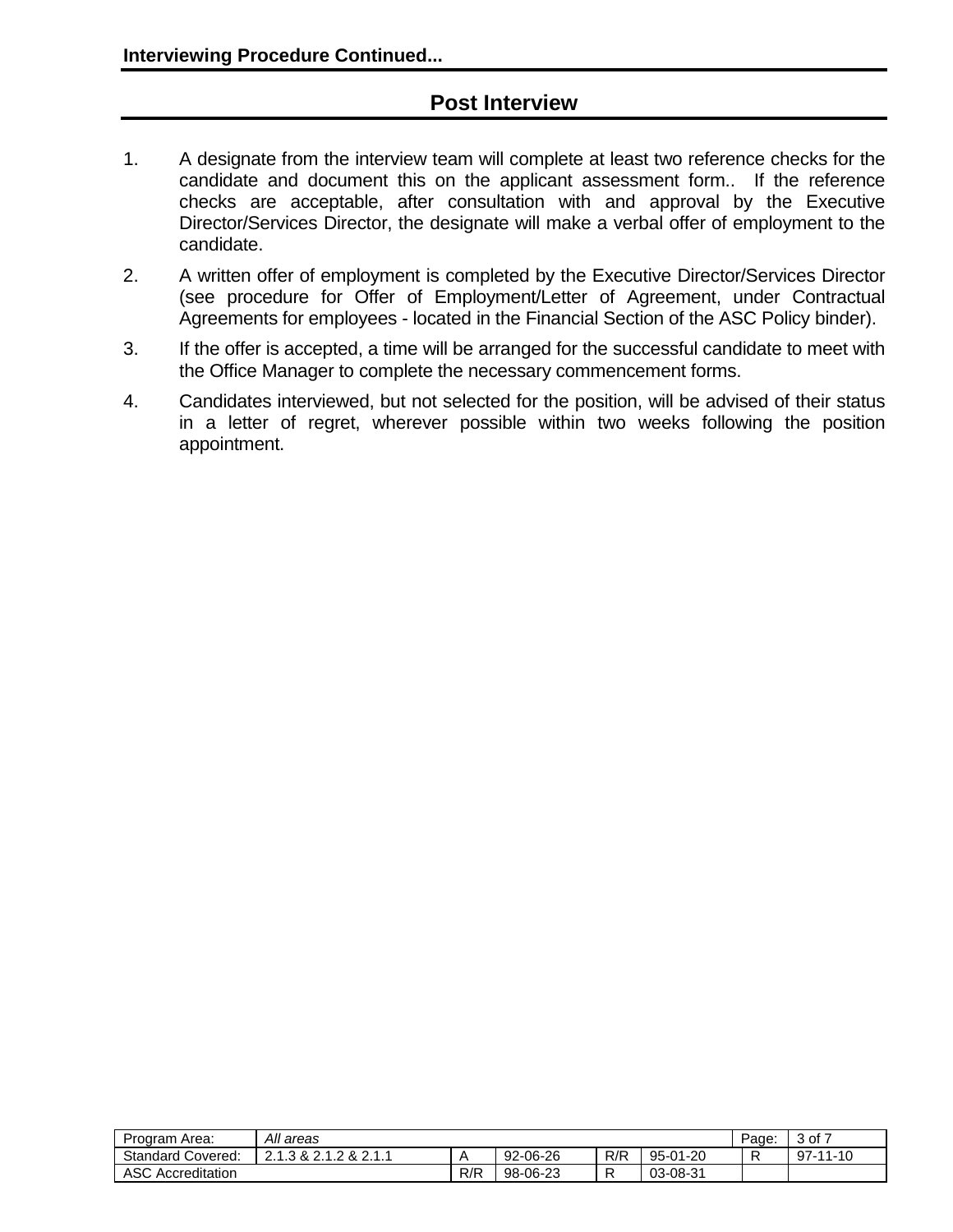## Post Interview

1. A designate from the interview team will complete at least two reference checks for the candidate and document this on the applicant assessment form.. If the reference checks are acceptable, after consultation with and approval by the Executive Director/Services Director, the designate will make a verbal offer of employment to the candidate.
2. A written offer of employment is completed by the Executive Director/Services Director (see procedure for Offer of Employment/Letter of Agreement, under Contractual Agreements for employees - located in the Financial Section of the ASC Policy binder).
3. If the offer is accepted, a time will be arranged for the successful candidate to meet with the Office Manager to complete the necessary commencement forms.
4. Candidates interviewed, but not selected for the position, will be advised of their status in a letter of regret, wherever possible within two weeks following the position appointment.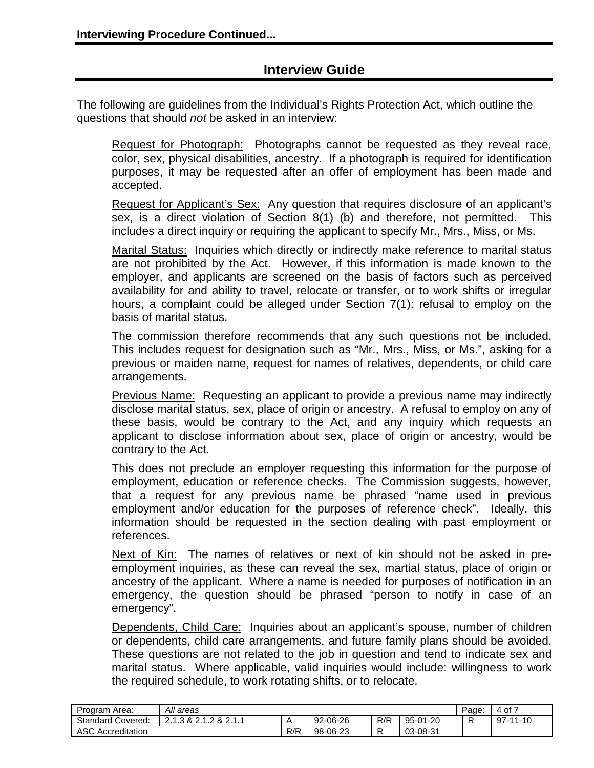**Interviewing Procedure Continued...**

## Interview Guide

The following are guidelines from the Individual's Rights Protection Act, which outline the questions that should *not* be asked in an interview:

Request for Photograph: Photographs cannot be requested as they reveal race, color, sex, physical disabilities, ancestry. If a photograph is required for identification purposes, it may be requested after an offer of employment has been made and accepted.

Request for Applicant's Sex: Any question that requires disclosure of an applicant's sex, is a direct violation of Section 8(1) (b) and therefore, not permitted. This includes a direct inquiry or requiring the applicant to specify Mr., Mrs., Miss, or Ms.

Marital Status: Inquiries which directly or indirectly make reference to marital status are not prohibited by the Act. However, if this information is made known to the employer, and applicants are screened on the basis of factors such as perceived availability for and ability to travel, relocate or transfer, or to work shifts or irregular hours, a complaint could be alleged under Section 7(1): refusal to employ on the basis of marital status.

The commission therefore recommends that any such questions not be included. This includes request for designation such as "Mr., Mrs., Miss, or Ms.", asking for a previous or maiden name, request for names of relatives, dependents, or child care arrangements.

Previous Name: Requesting an applicant to provide a previous name may indirectly disclose marital status, sex, place of origin or ancestry. A refusal to employ on any of these basis, would be contrary to the Act, and any inquiry which requests an applicant to disclose information about sex, place of origin or ancestry, would be contrary to the Act.

This does not preclude an employer requesting this information for the purpose of employment, education or reference checks. The Commission suggests, however, that a request for any previous name be phrased "name used in previous employment and/or education for the purposes of reference check". Ideally, this information should be requested in the section dealing with past employment or references.

Next of Kin: The names of relatives or next of kin should not be asked in pre-employment inquiries, as these can reveal the sex, martial status, place of origin or ancestry of the applicant. Where a name is needed for purposes of notification in an emergency, the question should be phrased "person to notify in case of an emergency".

Dependents, Child Care: Inquiries about an applicant's spouse, number of children or dependents, child care arrangements, and future family plans should be avoided. These questions are not related to the job in question and tend to indicate sex and marital status. Where applicable, valid inquiries would include: willingness to work the required schedule, to work rotating shifts, or to relocate.

| Program Area: | *All areas* | | | | | Page: | 4 of 7 |
|---|---|---|---|---|---|---|---|
| Standard Covered: | 2.1.3 & 2.1.2 & 2.1.1 | A | 92-06-26 | R/R | 95-01-20 | R | 97-11-10 |
| ASC Accreditation | | R/R | 98-06-23 | R | 03-08-31 | | |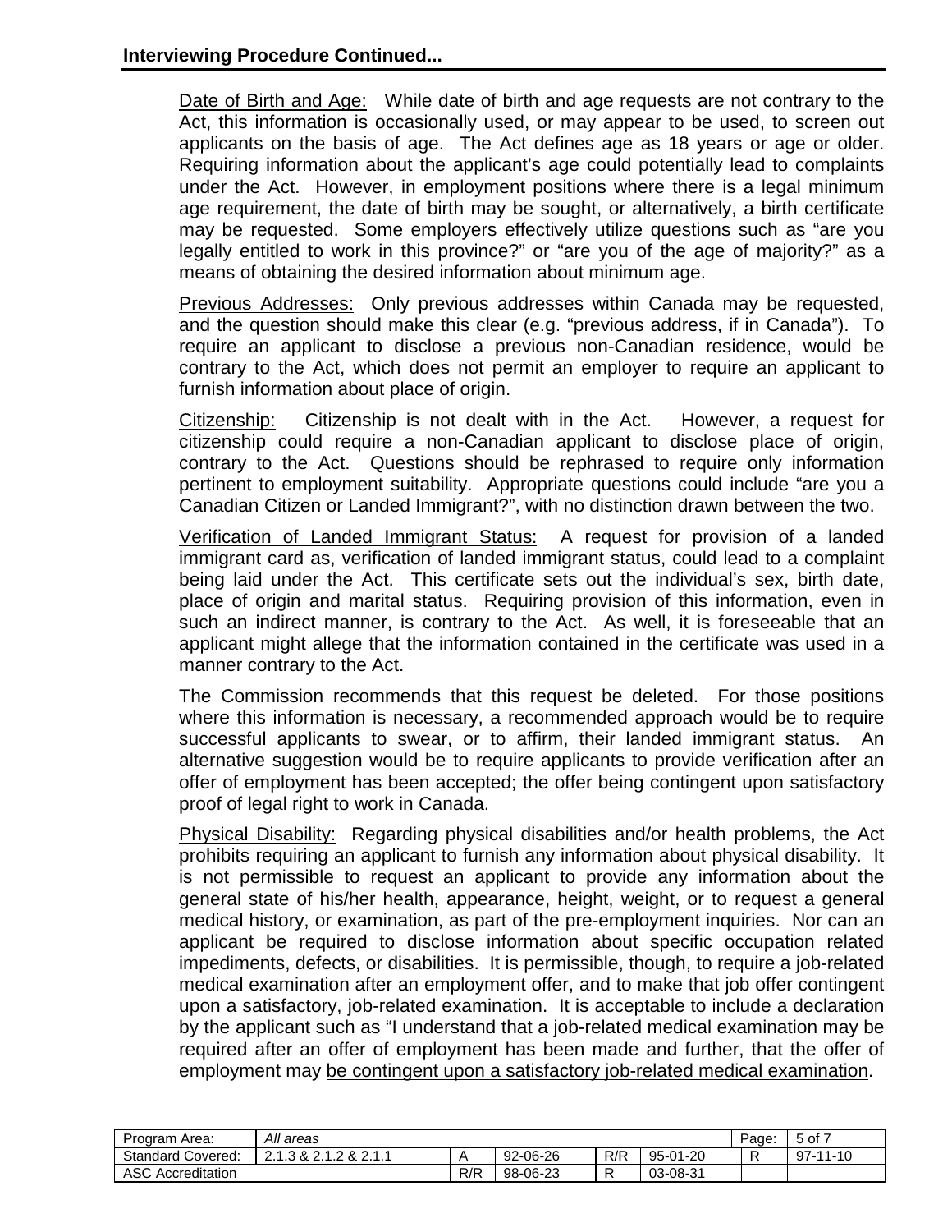**Interviewing Procedure Continued...**

Date of Birth and Age: While date of birth and age requests are not contrary to the Act, this information is occasionally used, or may appear to be used, to screen out applicants on the basis of age. The Act defines age as 18 years or age or older. Requiring information about the applicant's age could potentially lead to complaints under the Act. However, in employment positions where there is a legal minimum age requirement, the date of birth may be sought, or alternatively, a birth certificate may be requested. Some employers effectively utilize questions such as "are you legally entitled to work in this province?" or "are you of the age of majority?" as a means of obtaining the desired information about minimum age.

Previous Addresses: Only previous addresses within Canada may be requested, and the question should make this clear (e.g. "previous address, if in Canada"). To require an applicant to disclose a previous non-Canadian residence, would be contrary to the Act, which does not permit an employer to require an applicant to furnish information about place of origin.

Citizenship: Citizenship is not dealt with in the Act. However, a request for citizenship could require a non-Canadian applicant to disclose place of origin, contrary to the Act. Questions should be rephrased to require only information pertinent to employment suitability. Appropriate questions could include "are you a Canadian Citizen or Landed Immigrant?", with no distinction drawn between the two.

Verification of Landed Immigrant Status: A request for provision of a landed immigrant card as, verification of landed immigrant status, could lead to a complaint being laid under the Act. This certificate sets out the individual's sex, birth date, place of origin and marital status. Requiring provision of this information, even in such an indirect manner, is contrary to the Act. As well, it is foreseeable that an applicant might allege that the information contained in the certificate was used in a manner contrary to the Act.

The Commission recommends that this request be deleted. For those positions where this information is necessary, a recommended approach would be to require successful applicants to swear, or to affirm, their landed immigrant status. An alternative suggestion would be to require applicants to provide verification after an offer of employment has been accepted; the offer being contingent upon satisfactory proof of legal right to work in Canada.

Physical Disability: Regarding physical disabilities and/or health problems, the Act prohibits requiring an applicant to furnish any information about physical disability. It is not permissible to request an applicant to provide any information about the general state of his/her health, appearance, height, weight, or to request a general medical history, or examination, as part of the pre-employment inquiries. Nor can an applicant be required to disclose information about specific occupation related impediments, defects, or disabilities. It is permissible, though, to require a job-related medical examination after an employment offer, and to make that job offer contingent upon a satisfactory, job-related examination. It is acceptable to include a declaration by the applicant such as "I understand that a job-related medical examination may be required after an offer of employment has been made and further, that the offer of employment may be contingent upon a satisfactory job-related medical examination.

| Program Area: | *All areas* | | | | | Page: | 5 of 7 |
|---|---|---|---|---|---|---|---|
| Standard Covered: | 2.1.3 & 2.1.2 & 2.1.1 | A | 92-06-26 | R/R | 95-01-20 | R | 97-11-10 |
| ASC Accreditation | | R/R | 98-06-23 | R | 03-08-31 | | |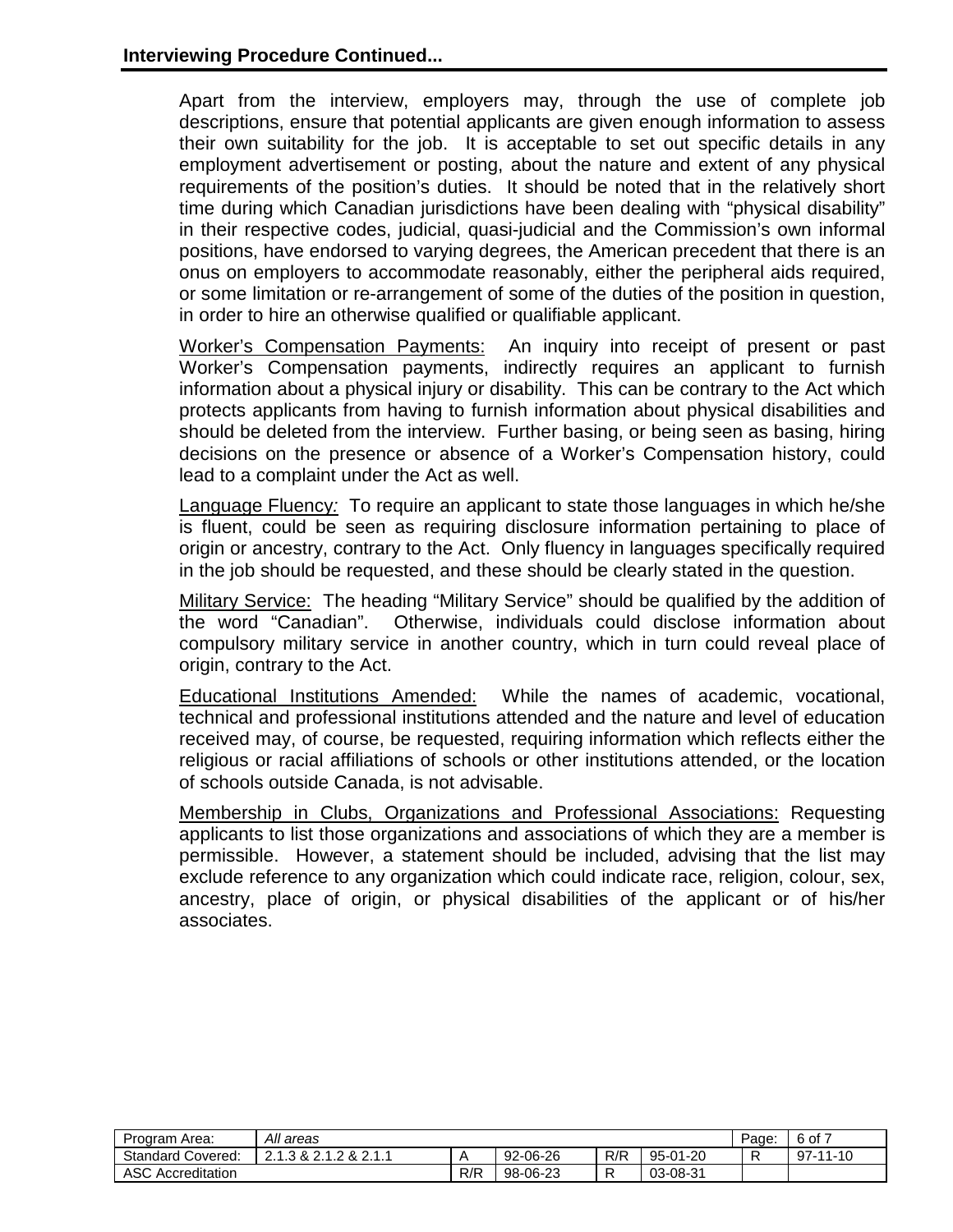Apart from the interview, employers may, through the use of complete job descriptions, ensure that potential applicants are given enough information to assess their own suitability for the job. It is acceptable to set out specific details in any employment advertisement or posting, about the nature and extent of any physical requirements of the position's duties. It should be noted that in the relatively short time during which Canadian jurisdictions have been dealing with "physical disability" in their respective codes, judicial, quasi-judicial and the Commission's own informal positions, have endorsed to varying degrees, the American precedent that there is an onus on employers to accommodate reasonably, either the peripheral aids required, or some limitation or re-arrangement of some of the duties of the position in question, in order to hire an otherwise qualified or qualifiable applicant.

Worker's Compensation Payments: An inquiry into receipt of present or past Worker's Compensation payments, indirectly requires an applicant to furnish information about a physical injury or disability. This can be contrary to the Act which protects applicants from having to furnish information about physical disabilities and should be deleted from the interview. Further basing, or being seen as basing, hiring decisions on the presence or absence of a Worker's Compensation history, could lead to a complaint under the Act as well.

Language Fluency: To require an applicant to state those languages in which he/she is fluent, could be seen as requiring disclosure information pertaining to place of origin or ancestry, contrary to the Act. Only fluency in languages specifically required in the job should be requested, and these should be clearly stated in the question.

Military Service: The heading "Military Service" should be qualified by the addition of the word "Canadian". Otherwise, individuals could disclose information about compulsory military service in another country, which in turn could reveal place of origin, contrary to the Act.

Educational Institutions Amended: While the names of academic, vocational, technical and professional institutions attended and the nature and level of education received may, of course, be requested, requiring information which reflects either the religious or racial affiliations of schools or other institutions attended, or the location of schools outside Canada, is not advisable.

Membership in Clubs, Organizations and Professional Associations: Requesting applicants to list those organizations and associations of which they are a member is permissible. However, a statement should be included, advising that the list may exclude reference to any organization which could indicate race, religion, colour, sex, ancestry, place of origin, or physical disabilities of the applicant or of his/her associates.

| Program Area: | *All areas* | | | | | Page: | 6 of 7 |
|---|---|---|---|---|---|---|---|
| Standard Covered: | 2.1.3 & 2.1.2 & 2.1.1 | A | 92-06-26 | R/R | 95-01-20 | R | 97-11-10 |
| ASC Accreditation | | R/R | 98-06-23 | R | 03-08-31 | | |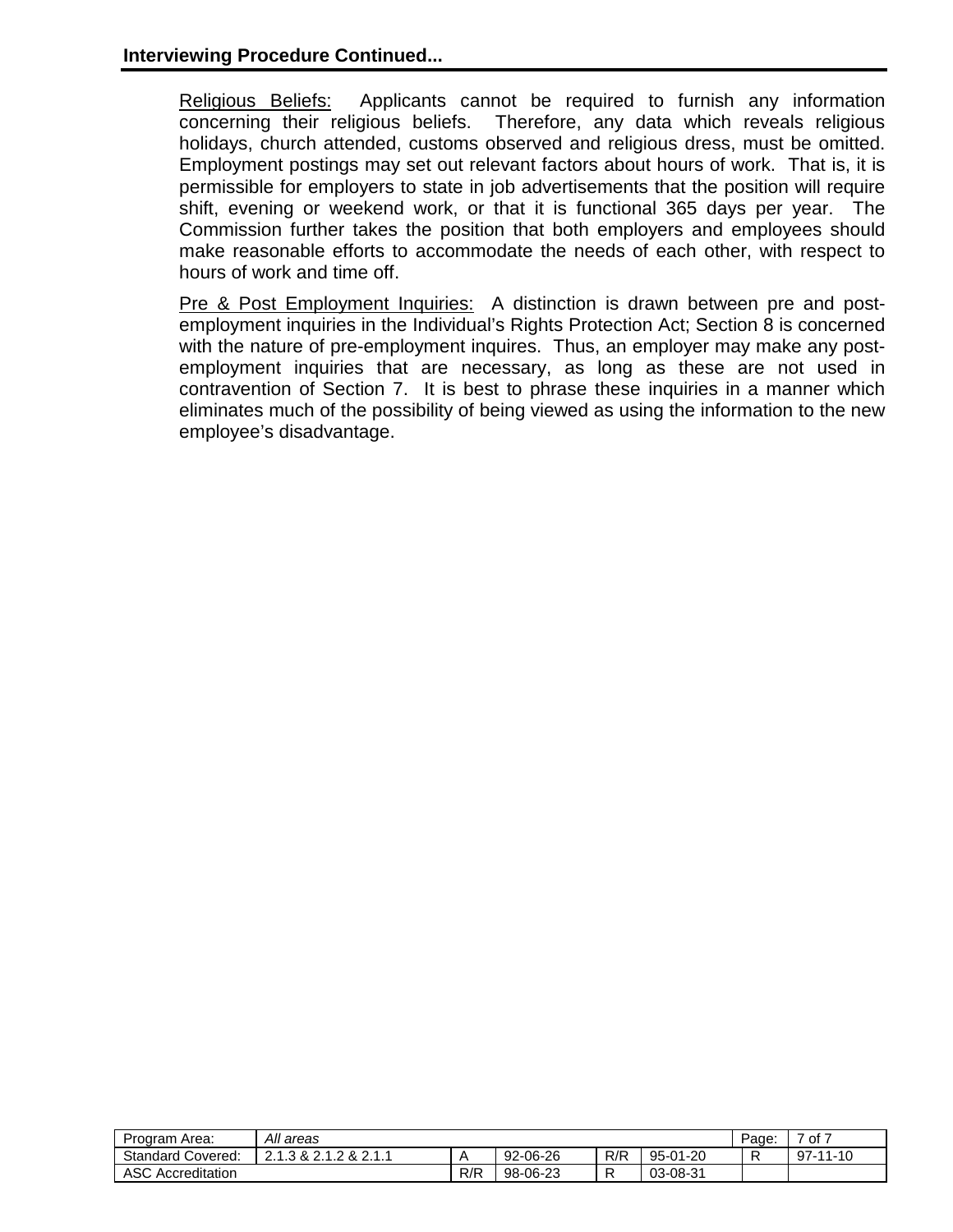Religious Beliefs: Applicants cannot be required to furnish any information concerning their religious beliefs. Therefore, any data which reveals religious holidays, church attended, customs observed and religious dress, must be omitted. Employment postings may set out relevant factors about hours of work. That is, it is permissible for employers to state in job advertisements that the position will require shift, evening or weekend work, or that it is functional 365 days per year. The Commission further takes the position that both employers and employees should make reasonable efforts to accommodate the needs of each other, with respect to hours of work and time off.

Pre & Post Employment Inquiries: A distinction is drawn between pre and post-employment inquiries in the Individual's Rights Protection Act; Section 8 is concerned with the nature of pre-employment inquires. Thus, an employer may make any post-employment inquiries that are necessary, as long as these are not used in contravention of Section 7. It is best to phrase these inquiries in a manner which eliminates much of the possibility of being viewed as using the information to the new employee's disadvantage.